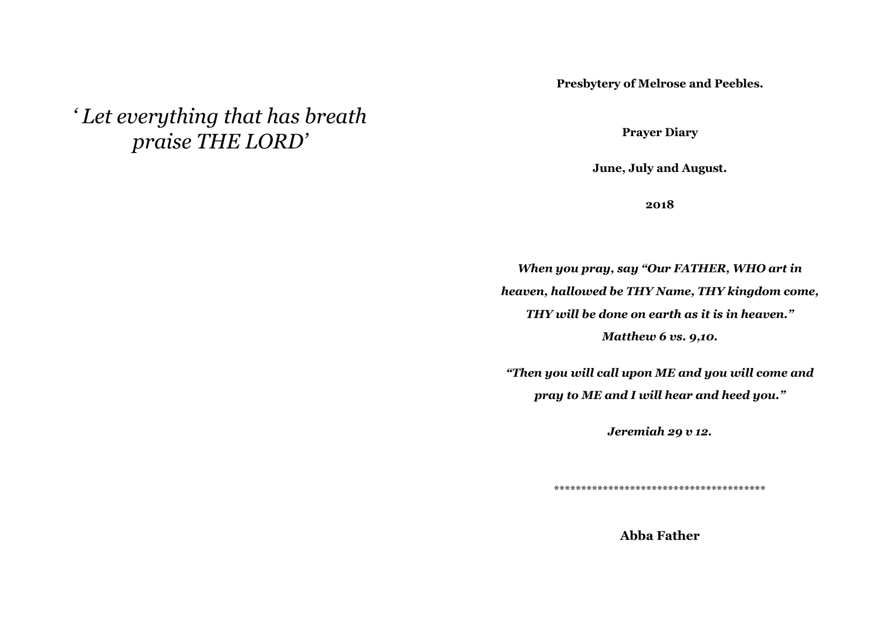*‘ Let everything that has breath praise THE LORD’*

**Presbytery of Melrose and Peebles.**

**Prayer Diary**

**June, July and August.**

**2018**

***When you pray, say “Our FATHER, WHO art in heaven, hallowed be THY Name, THY kingdom come, THY will be done on earth as it is in heaven.”***

***Matthew 6 vs. 9,10.***

***“Then you will call upon ME and you will come and pray to ME and I will hear and heed you.”***

***Jeremiah 29 v 12.***

**************************************

**Abba Father**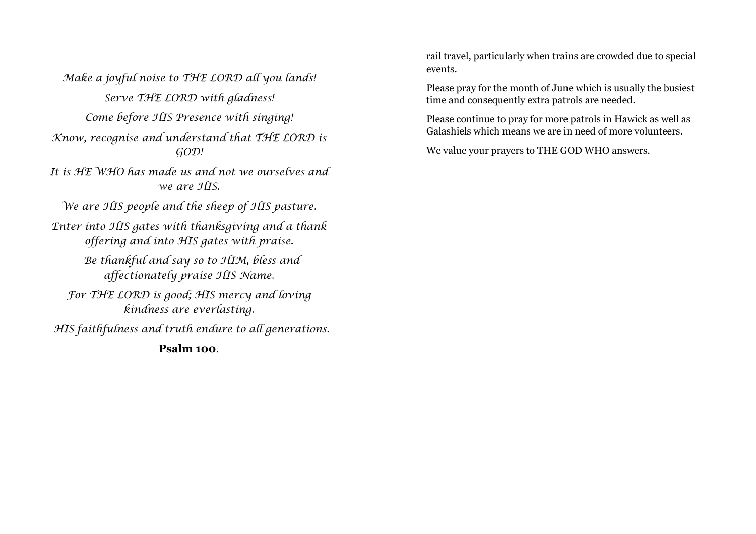*Make a joyful noise to THE LORD all you lands!*

*Serve THE LORD with gladness!*

*Come before HIS Presence with singing!*

*Know, recognise and understand that THE LORD is GOD!*

*It is HE WHO has made us and not we ourselves and we are HIS.*

*We are HIS people and the sheep of HIS pasture.*

*Enter into HIS gates with thanksgiving and a thank offering and into HIS gates with praise.*

*Be thankful and say so to HIM, bless and affectionately praise HIS Name.*

*For THE LORD is good; HIS mercy and loving kindness are everlasting.*

*HIS faithfulness and truth endure to all generations.*

**Psalm 100**.

rail travel, particularly when trains are crowded due to special events.

Please pray for the month of June which is usually the busiest time and consequently extra patrols are needed.

Please continue to pray for more patrols in Hawick as well as Galashiels which means we are in need of more volunteers.

We value your prayers to THE GOD WHO answers.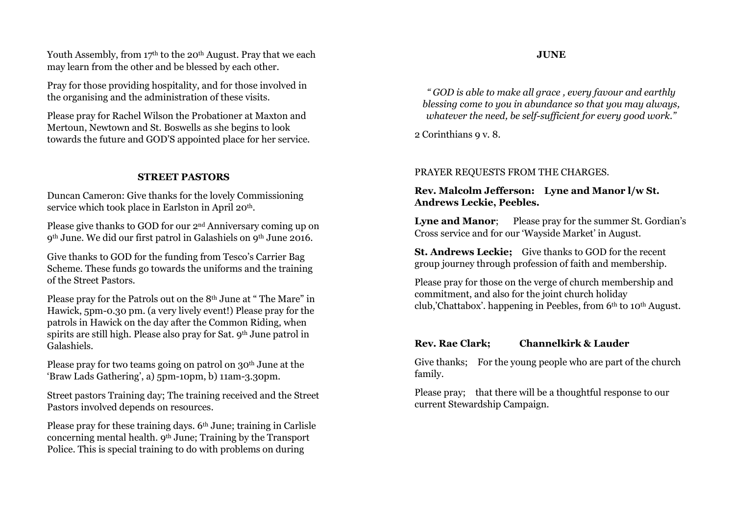Youth Assembly, from 17th to the 20th August. Pray that we each may learn from the other and be blessed by each other.

Pray for those providing hospitality, and for those involved in the organising and the administration of these visits.

Please pray for Rachel Wilson the Probationer at Maxton and Mertoun, Newtown and St. Boswells as she begins to look towards the future and GOD'S appointed place for her service.

**STREET PASTORS**

Duncan Cameron: Give thanks for the lovely Commissioning service which took place in Earlston in April 20th.

Please give thanks to GOD for our 2nd Anniversary coming up on 9th June. We did our first patrol in Galashiels on 9th June 2016.

Give thanks to GOD for the funding from Tesco's Carrier Bag Scheme. These funds go towards the uniforms and the training of the Street Pastors.

Please pray for the Patrols out on the 8th June at " The Mare" in Hawick, 5pm-0.30 pm. (a very lively event!) Please pray for the patrols in Hawick on the day after the Common Riding, when spirits are still high. Please also pray for Sat. 9th June patrol in Galashiels.

Please pray for two teams going on patrol on 30th June at the 'Braw Lads Gathering', a) 5pm-10pm, b) 11am-3.30pm.

Street pastors Training day; The training received and the Street Pastors involved depends on resources.

Please pray for these training days. 6th June; training in Carlisle concerning mental health. 9th June; Training by the Transport Police. This is special training to do with problems on during

**JUNE**

*" GOD is able to make all grace , every favour and earthly blessing come to you in abundance so that you may always, whatever the need, be self-sufficient for every good work."*

2 Corinthians 9 v. 8.

PRAYER REQUESTS FROM THE CHARGES.

**Rev. Malcolm Jefferson: Lyne and Manor l/w St. Andrews Leckie, Peebles.**

**Lyne and Manor**; Please pray for the summer St. Gordian's Cross service and for our 'Wayside Market' in August.

**St. Andrews Leckie;** Give thanks to GOD for the recent group journey through profession of faith and membership.

Please pray for those on the verge of church membership and commitment, and also for the joint church holiday club,'Chattabox'. happening in Peebles, from 6th to 10th August.

**Rev. Rae Clark; Channelkirk & Lauder**

Give thanks; For the young people who are part of the church family.

Please pray; that there will be a thoughtful response to our current Stewardship Campaign.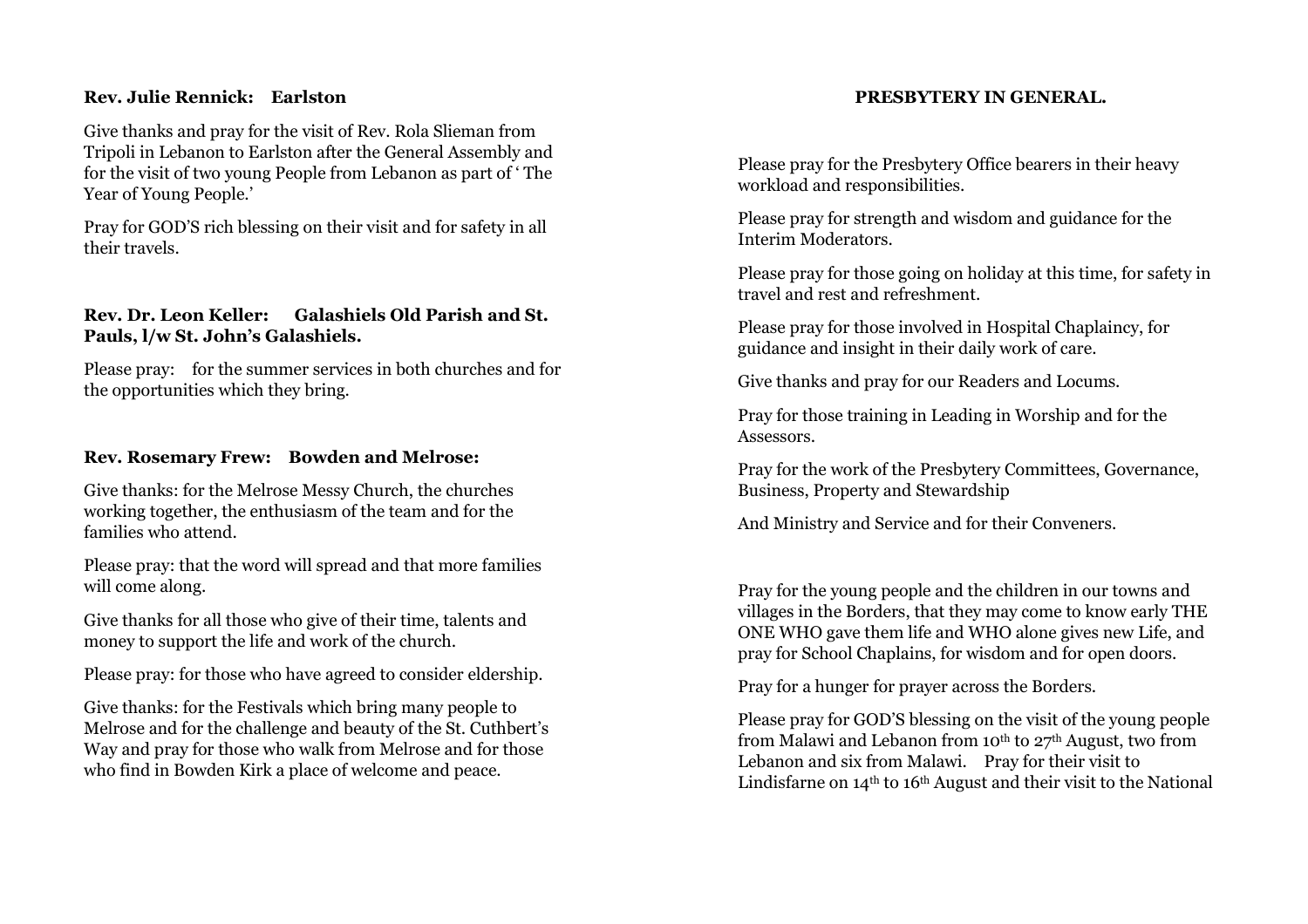**Rev. Julie Rennick: Earlston**

Give thanks and pray for the visit of Rev. Rola Slieman from Tripoli in Lebanon to Earlston after the General Assembly and for the visit of two young People from Lebanon as part of ' The Year of Young People.'

Pray for GOD'S rich blessing on their visit and for safety in all their travels.

**Rev. Dr. Leon Keller: Galashiels Old Parish and St. Pauls, l/w St. John's Galashiels.**

Please pray: for the summer services in both churches and for the opportunities which they bring.

**Rev. Rosemary Frew: Bowden and Melrose:**

Give thanks: for the Melrose Messy Church, the churches working together, the enthusiasm of the team and for the families who attend.

Please pray: that the word will spread and that more families will come along.

Give thanks for all those who give of their time, talents and money to support the life and work of the church.

Please pray: for those who have agreed to consider eldership.

Give thanks: for the Festivals which bring many people to Melrose and for the challenge and beauty of the St. Cuthbert's Way and pray for those who walk from Melrose and for those who find in Bowden Kirk a place of welcome and peace.

**PRESBYTERY IN GENERAL.**

Please pray for the Presbytery Office bearers in their heavy workload and responsibilities.

Please pray for strength and wisdom and guidance for the Interim Moderators.

Please pray for those going on holiday at this time, for safety in travel and rest and refreshment.

Please pray for those involved in Hospital Chaplaincy, for guidance and insight in their daily work of care.

Give thanks and pray for our Readers and Locums.

Pray for those training in Leading in Worship and for the Assessors.

Pray for the work of the Presbytery Committees, Governance, Business, Property and Stewardship

And Ministry and Service and for their Conveners.

Pray for the young people and the children in our towns and villages in the Borders, that they may come to know early THE ONE WHO gave them life and WHO alone gives new Life, and pray for School Chaplains, for wisdom and for open doors.

Pray for a hunger for prayer across the Borders.

Please pray for GOD'S blessing on the visit of the young people from Malawi and Lebanon from 10th to 27th August, two from Lebanon and six from Malawi. Pray for their visit to Lindisfarne on 14th to 16th August and their visit to the National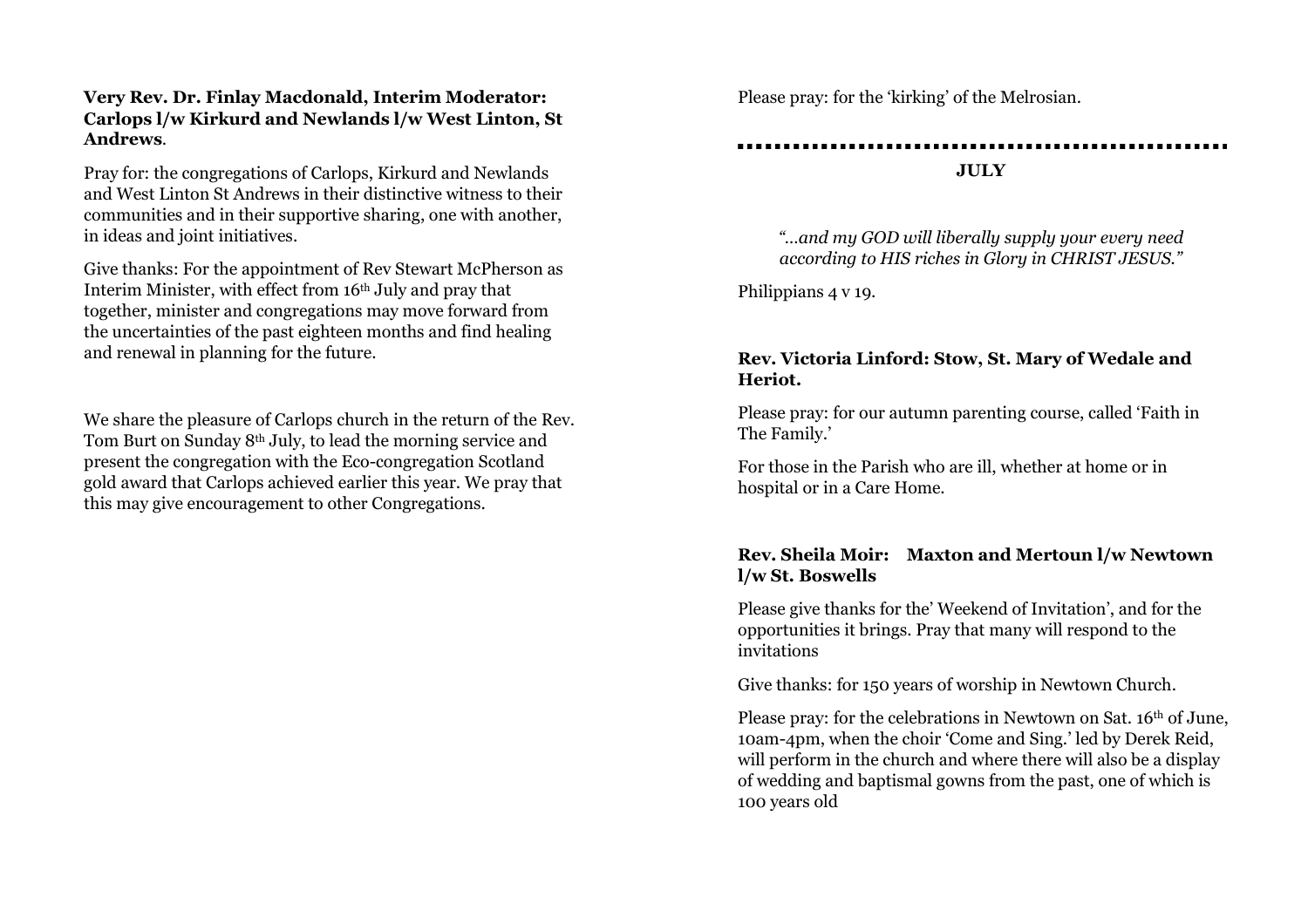**Very Rev. Dr. Finlay Macdonald, Interim Moderator: Carlops l/w Kirkurd and Newlands l/w West Linton, St Andrews**.

Pray for: the congregations of Carlops, Kirkurd and Newlands and West Linton St Andrews in their distinctive witness to their communities and in their supportive sharing, one with another, in ideas and joint initiatives.

Give thanks: For the appointment of Rev Stewart McPherson as Interim Minister, with effect from 16th July and pray that together, minister and congregations may move forward from the uncertainties of the past eighteen months and find healing and renewal in planning for the future.

We share the pleasure of Carlops church in the return of the Rev. Tom Burt on Sunday 8th July, to lead the morning service and present the congregation with the Eco-congregation Scotland gold award that Carlops achieved earlier this year. We pray that this may give encouragement to other Congregations.

Please pray: for the 'kirking' of the Melrosian.

---

## JULY

> *"…and my GOD will liberally supply your every need according to HIS riches in Glory in CHRIST JESUS."*

Philippians 4 v 19.

**Rev. Victoria Linford: Stow, St. Mary of Wedale and Heriot.**

Please pray: for our autumn parenting course, called 'Faith in The Family.'

For those in the Parish who are ill, whether at home or in hospital or in a Care Home.

**Rev. Sheila Moir: Maxton and Mertoun l/w Newtown l/w St. Boswells**

Please give thanks for the' Weekend of Invitation', and for the opportunities it brings. Pray that many will respond to the invitations

Give thanks: for 150 years of worship in Newtown Church.

Please pray: for the celebrations in Newtown on Sat. 16th of June, 10am-4pm, when the choir 'Come and Sing.' led by Derek Reid, will perform in the church and where there will also be a display of wedding and baptismal gowns from the past, one of which is 100 years old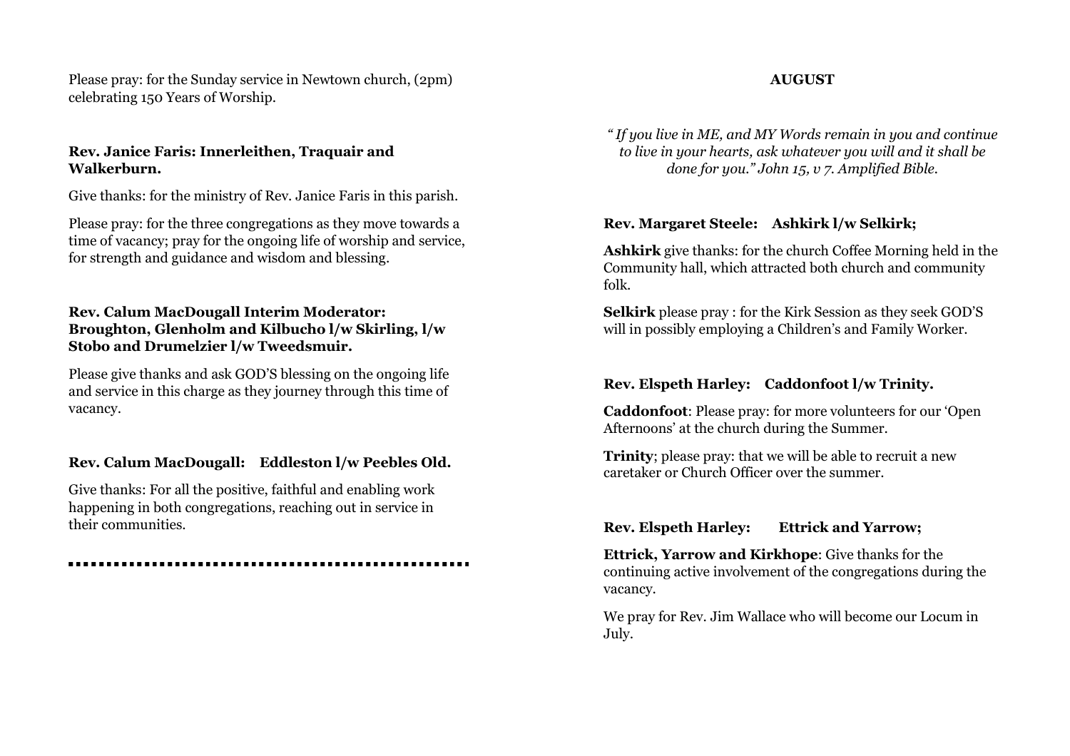Please pray: for the Sunday service in Newtown church, (2pm) celebrating 150 Years of Worship.

**Rev. Janice Faris: Innerleithen, Traquair and Walkerburn.**

Give thanks: for the ministry of Rev. Janice Faris in this parish.

Please pray: for the three congregations as they move towards a time of vacancy; pray for the ongoing life of worship and service, for strength and guidance and wisdom and blessing.

**Rev. Calum MacDougall Interim Moderator: Broughton, Glenholm and Kilbucho l/w Skirling, l/w Stobo and Drumelzier l/w Tweedsmuir.**

Please give thanks and ask GOD'S blessing on the ongoing life and service in this charge as they journey through this time of vacancy.

**Rev. Calum MacDougall: Eddleston l/w Peebles Old.**

Give thanks: For all the positive, faithful and enabling work happening in both congregations, reaching out in service in their communities.

---

## AUGUST

*" If you live in ME, and MY Words remain in you and continue to live in your hearts, ask whatever you will and it shall be done for you." John 15, v 7. Amplified Bible.*

**Rev. Margaret Steele: Ashkirk l/w Selkirk;**

**Ashkirk** give thanks: for the church Coffee Morning held in the Community hall, which attracted both church and community folk.

**Selkirk** please pray : for the Kirk Session as they seek GOD'S will in possibly employing a Children's and Family Worker.

**Rev. Elspeth Harley: Caddonfoot l/w Trinity.**

**Caddonfoot**: Please pray: for more volunteers for our 'Open Afternoons' at the church during the Summer.

**Trinity**; please pray: that we will be able to recruit a new caretaker or Church Officer over the summer.

**Rev. Elspeth Harley: Ettrick and Yarrow;**

**Ettrick, Yarrow and Kirkhope**: Give thanks for the continuing active involvement of the congregations during the vacancy.

We pray for Rev. Jim Wallace who will become our Locum in July.